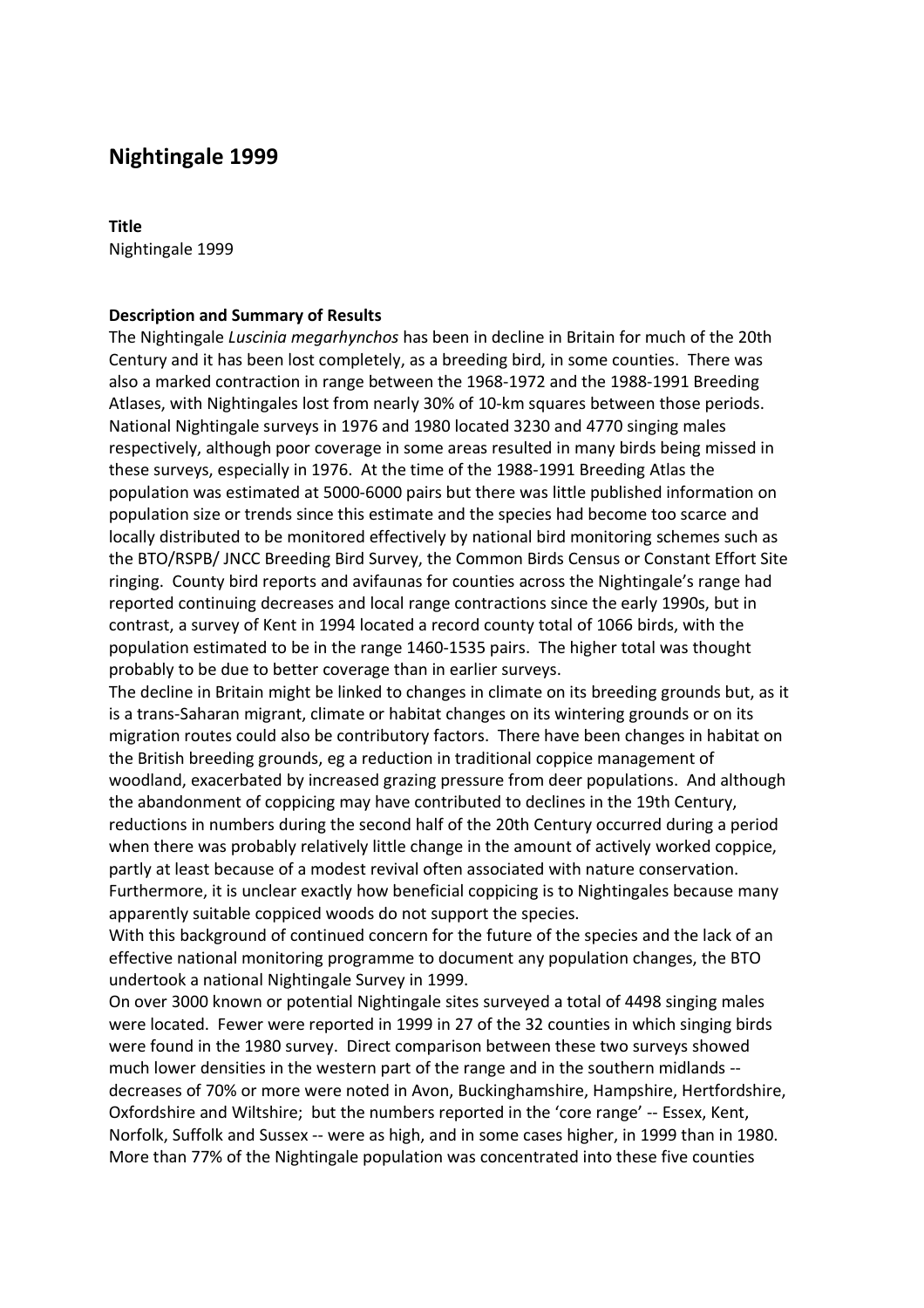# Nightingale 1999

**Title**

Nightingale 1999

**Description and Summary of Results**

The Nightingale *Luscinia megarhynchos* has been in decline in Britain for much of the 20th Century and it has been lost completely, as a breeding bird, in some counties. There was also a marked contraction in range between the 1968-1972 and the 1988-1991 Breeding Atlases, with Nightingales lost from nearly 30% of 10-km squares between those periods. National Nightingale surveys in 1976 and 1980 located 3230 and 4770 singing males respectively, although poor coverage in some areas resulted in many birds being missed in these surveys, especially in 1976. At the time of the 1988-1991 Breeding Atlas the population was estimated at 5000-6000 pairs but there was little published information on population size or trends since this estimate and the species had become too scarce and locally distributed to be monitored effectively by national bird monitoring schemes such as the BTO/RSPB/ JNCC Breeding Bird Survey, the Common Birds Census or Constant Effort Site ringing. County bird reports and avifaunas for counties across the Nightingale's range had reported continuing decreases and local range contractions since the early 1990s, but in contrast, a survey of Kent in 1994 located a record county total of 1066 birds, with the population estimated to be in the range 1460-1535 pairs. The higher total was thought probably to be due to better coverage than in earlier surveys.

The decline in Britain might be linked to changes in climate on its breeding grounds but, as it is a trans-Saharan migrant, climate or habitat changes on its wintering grounds or on its migration routes could also be contributory factors. There have been changes in habitat on the British breeding grounds, eg a reduction in traditional coppice management of woodland, exacerbated by increased grazing pressure from deer populations. And although the abandonment of coppicing may have contributed to declines in the 19th Century, reductions in numbers during the second half of the 20th Century occurred during a period when there was probably relatively little change in the amount of actively worked coppice, partly at least because of a modest revival often associated with nature conservation. Furthermore, it is unclear exactly how beneficial coppicing is to Nightingales because many apparently suitable coppiced woods do not support the species.

With this background of continued concern for the future of the species and the lack of an effective national monitoring programme to document any population changes, the BTO undertook a national Nightingale Survey in 1999.

On over 3000 known or potential Nightingale sites surveyed a total of 4498 singing males were located. Fewer were reported in 1999 in 27 of the 32 counties in which singing birds were found in the 1980 survey. Direct comparison between these two surveys showed much lower densities in the western part of the range and in the southern midlands -- decreases of 70% or more were noted in Avon, Buckinghamshire, Hampshire, Hertfordshire, Oxfordshire and Wiltshire; but the numbers reported in the 'core range' -- Essex, Kent, Norfolk, Suffolk and Sussex -- were as high, and in some cases higher, in 1999 than in 1980. More than 77% of the Nightingale population was concentrated into these five counties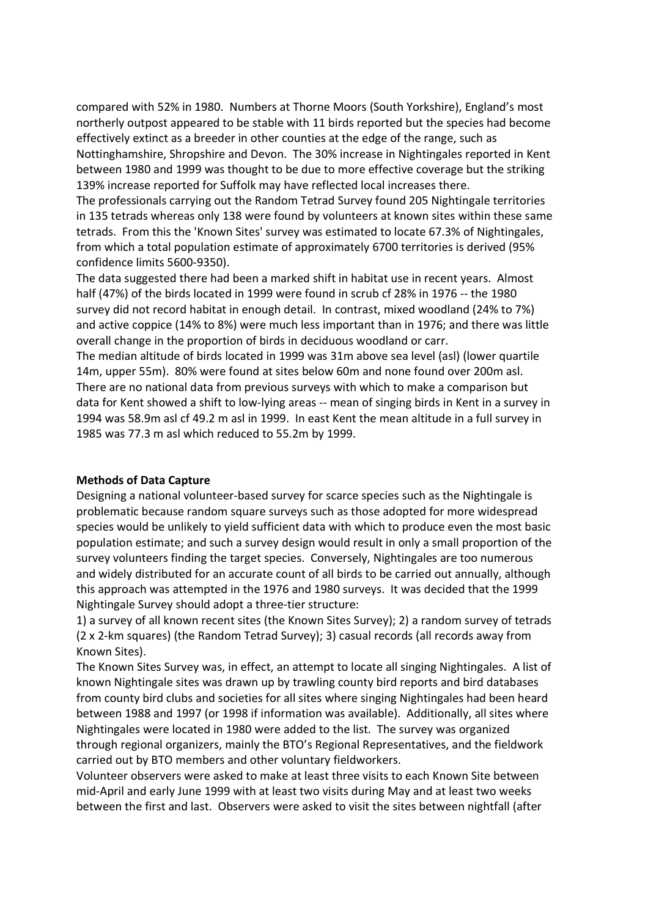compared with 52% in 1980. Numbers at Thorne Moors (South Yorkshire), England's most northerly outpost appeared to be stable with 11 birds reported but the species had become effectively extinct as a breeder in other counties at the edge of the range, such as Nottinghamshire, Shropshire and Devon. The 30% increase in Nightingales reported in Kent between 1980 and 1999 was thought to be due to more effective coverage but the striking 139% increase reported for Suffolk may have reflected local increases there.

The professionals carrying out the Random Tetrad Survey found 205 Nightingale territories in 135 tetrads whereas only 138 were found by volunteers at known sites within these same tetrads. From this the 'Known Sites' survey was estimated to locate 67.3% of Nightingales, from which a total population estimate of approximately 6700 territories is derived (95% confidence limits 5600-9350).

The data suggested there had been a marked shift in habitat use in recent years. Almost half (47%) of the birds located in 1999 were found in scrub cf 28% in 1976 -- the 1980 survey did not record habitat in enough detail. In contrast, mixed woodland (24% to 7%) and active coppice (14% to 8%) were much less important than in 1976; and there was little overall change in the proportion of birds in deciduous woodland or carr.

The median altitude of birds located in 1999 was 31m above sea level (asl) (lower quartile 14m, upper 55m). 80% were found at sites below 60m and none found over 200m asl. There are no national data from previous surveys with which to make a comparison but data for Kent showed a shift to low-lying areas -- mean of singing birds in Kent in a survey in 1994 was 58.9m asl cf 49.2 m asl in 1999. In east Kent the mean altitude in a full survey in 1985 was 77.3 m asl which reduced to 55.2m by 1999.

**Methods of Data Capture**

Designing a national volunteer-based survey for scarce species such as the Nightingale is problematic because random square surveys such as those adopted for more widespread species would be unlikely to yield sufficient data with which to produce even the most basic population estimate; and such a survey design would result in only a small proportion of the survey volunteers finding the target species. Conversely, Nightingales are too numerous and widely distributed for an accurate count of all birds to be carried out annually, although this approach was attempted in the 1976 and 1980 surveys. It was decided that the 1999 Nightingale Survey should adopt a three-tier structure:

1) a survey of all known recent sites (the Known Sites Survey); 2) a random survey of tetrads (2 x 2-km squares) (the Random Tetrad Survey); 3) casual records (all records away from Known Sites).

The Known Sites Survey was, in effect, an attempt to locate all singing Nightingales. A list of known Nightingale sites was drawn up by trawling county bird reports and bird databases from county bird clubs and societies for all sites where singing Nightingales had been heard between 1988 and 1997 (or 1998 if information was available). Additionally, all sites where Nightingales were located in 1980 were added to the list. The survey was organized through regional organizers, mainly the BTO's Regional Representatives, and the fieldwork carried out by BTO members and other voluntary fieldworkers.

Volunteer observers were asked to make at least three visits to each Known Site between mid-April and early June 1999 with at least two visits during May and at least two weeks between the first and last. Observers were asked to visit the sites between nightfall (after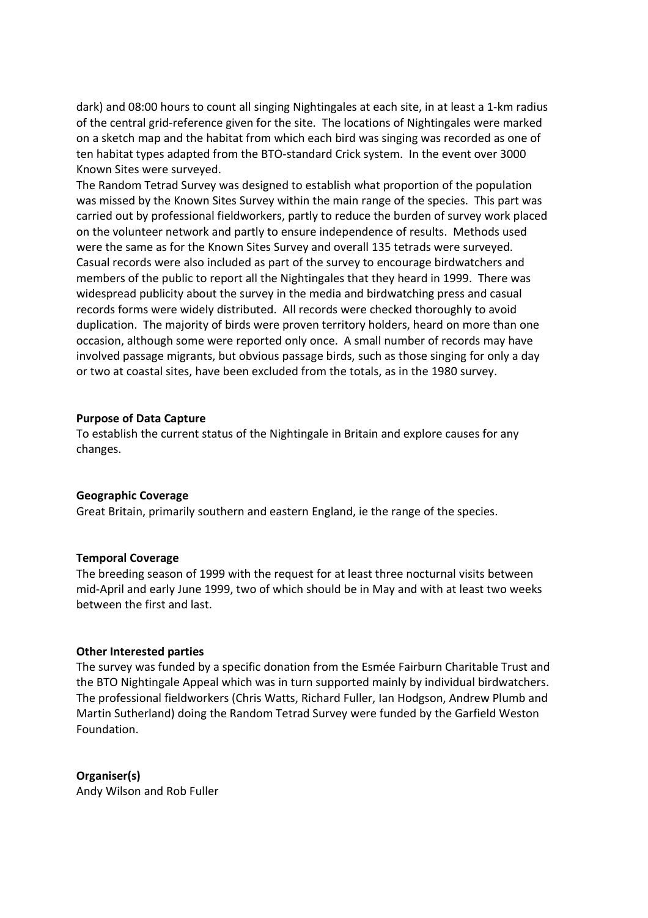dark) and 08:00 hours to count all singing Nightingales at each site, in at least a 1-km radius of the central grid-reference given for the site. The locations of Nightingales were marked on a sketch map and the habitat from which each bird was singing was recorded as one of ten habitat types adapted from the BTO-standard Crick system. In the event over 3000 Known Sites were surveyed.
The Random Tetrad Survey was designed to establish what proportion of the population was missed by the Known Sites Survey within the main range of the species. This part was carried out by professional fieldworkers, partly to reduce the burden of survey work placed on the volunteer network and partly to ensure independence of results. Methods used were the same as for the Known Sites Survey and overall 135 tetrads were surveyed.
Casual records were also included as part of the survey to encourage birdwatchers and members of the public to report all the Nightingales that they heard in 1999. There was widespread publicity about the survey in the media and birdwatching press and casual records forms were widely distributed. All records were checked thoroughly to avoid duplication. The majority of birds were proven territory holders, heard on more than one occasion, although some were reported only once. A small number of records may have involved passage migrants, but obvious passage birds, such as those singing for only a day or two at coastal sites, have been excluded from the totals, as in the 1980 survey.

**Purpose of Data Capture**
To establish the current status of the Nightingale in Britain and explore causes for any changes.

**Geographic Coverage**
Great Britain, primarily southern and eastern England, ie the range of the species.

**Temporal Coverage**
The breeding season of 1999 with the request for at least three nocturnal visits between mid-April and early June 1999, two of which should be in May and with at least two weeks between the first and last.

**Other Interested parties**
The survey was funded by a specific donation from the Esmée Fairburn Charitable Trust and the BTO Nightingale Appeal which was in turn supported mainly by individual birdwatchers. The professional fieldworkers (Chris Watts, Richard Fuller, Ian Hodgson, Andrew Plumb and Martin Sutherland) doing the Random Tetrad Survey were funded by the Garfield Weston Foundation.

**Organiser(s)**
Andy Wilson and Rob Fuller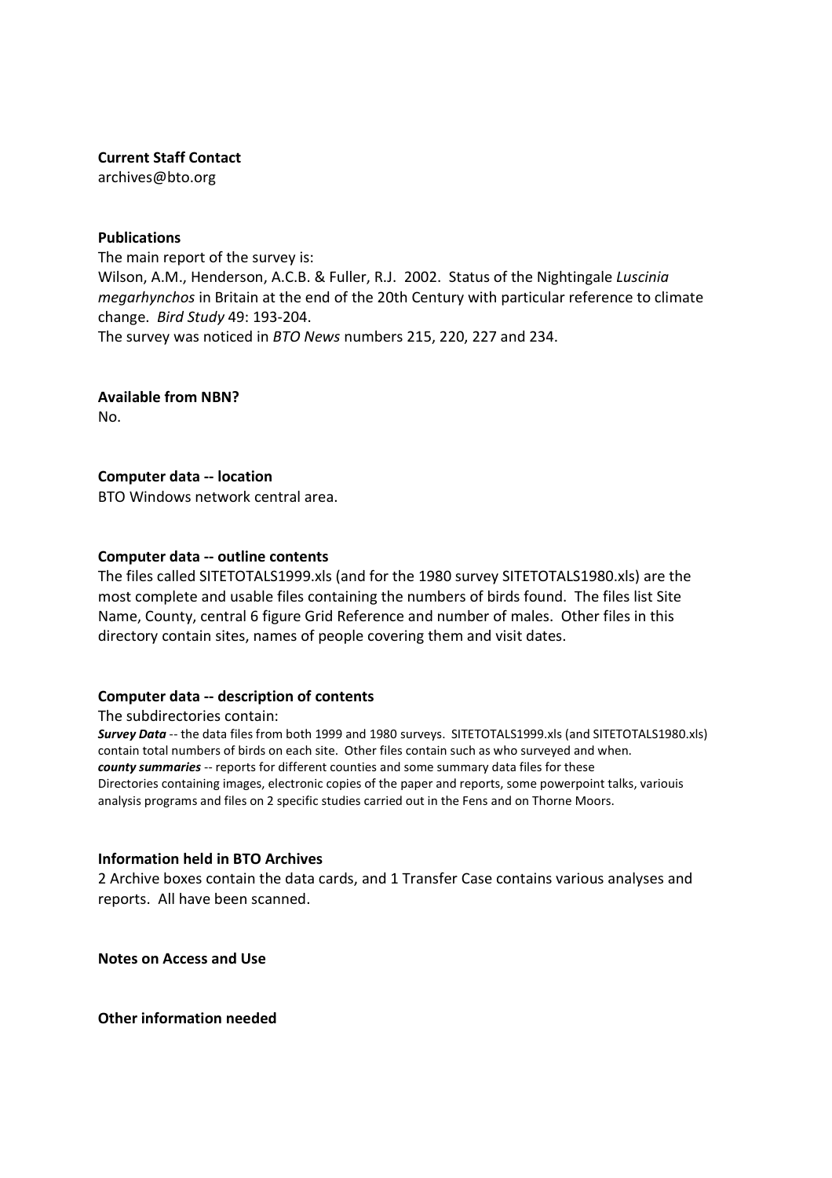**Current Staff Contact**
archives@bto.org

**Publications**
The main report of the survey is:
Wilson, A.M., Henderson, A.C.B. & Fuller, R.J. 2002. Status of the Nightingale *Luscinia megarhynchos* in Britain at the end of the 20th Century with particular reference to climate change. *Bird Study* 49: 193-204.
The survey was noticed in *BTO News* numbers 215, 220, 227 and 234.

**Available from NBN?**
No.

**Computer data -- location**
BTO Windows network central area.

**Computer data -- outline contents**
The files called SITETOTALS1999.xls (and for the 1980 survey SITETOTALS1980.xls) are the most complete and usable files containing the numbers of birds found. The files list Site Name, County, central 6 figure Grid Reference and number of males. Other files in this directory contain sites, names of people covering them and visit dates.

**Computer data -- description of contents**
The subdirectories contain:
***Survey Data*** -- the data files from both 1999 and 1980 surveys. SITETOTALS1999.xls (and SITETOTALS1980.xls) contain total numbers of birds on each site. Other files contain such as who surveyed and when.
***county summaries*** -- reports for different counties and some summary data files for these
Directories containing images, electronic copies of the paper and reports, some powerpoint talks, variouis analysis programs and files on 2 specific studies carried out in the Fens and on Thorne Moors.

**Information held in BTO Archives**
2 Archive boxes contain the data cards, and 1 Transfer Case contains various analyses and reports. All have been scanned.

**Notes on Access and Use**

**Other information needed**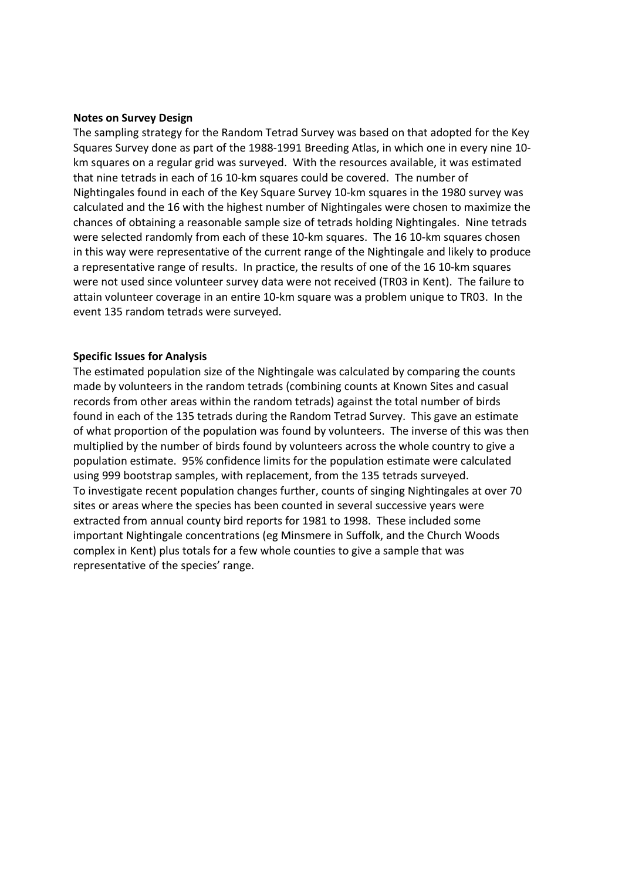**Notes on Survey Design**

The sampling strategy for the Random Tetrad Survey was based on that adopted for the Key Squares Survey done as part of the 1988-1991 Breeding Atlas, in which one in every nine 10-km squares on a regular grid was surveyed. With the resources available, it was estimated that nine tetrads in each of 16 10-km squares could be covered. The number of Nightingales found in each of the Key Square Survey 10-km squares in the 1980 survey was calculated and the 16 with the highest number of Nightingales were chosen to maximize the chances of obtaining a reasonable sample size of tetrads holding Nightingales. Nine tetrads were selected randomly from each of these 10-km squares. The 16 10-km squares chosen in this way were representative of the current range of the Nightingale and likely to produce a representative range of results. In practice, the results of one of the 16 10-km squares were not used since volunteer survey data were not received (TR03 in Kent). The failure to attain volunteer coverage in an entire 10-km square was a problem unique to TR03. In the event 135 random tetrads were surveyed.

**Specific Issues for Analysis**

The estimated population size of the Nightingale was calculated by comparing the counts made by volunteers in the random tetrads (combining counts at Known Sites and casual records from other areas within the random tetrads) against the total number of birds found in each of the 135 tetrads during the Random Tetrad Survey. This gave an estimate of what proportion of the population was found by volunteers. The inverse of this was then multiplied by the number of birds found by volunteers across the whole country to give a population estimate. 95% confidence limits for the population estimate were calculated using 999 bootstrap samples, with replacement, from the 135 tetrads surveyed.

To investigate recent population changes further, counts of singing Nightingales at over 70 sites or areas where the species has been counted in several successive years were extracted from annual county bird reports for 1981 to 1998. These included some important Nightingale concentrations (eg Minsmere in Suffolk, and the Church Woods complex in Kent) plus totals for a few whole counties to give a sample that was representative of the species' range.